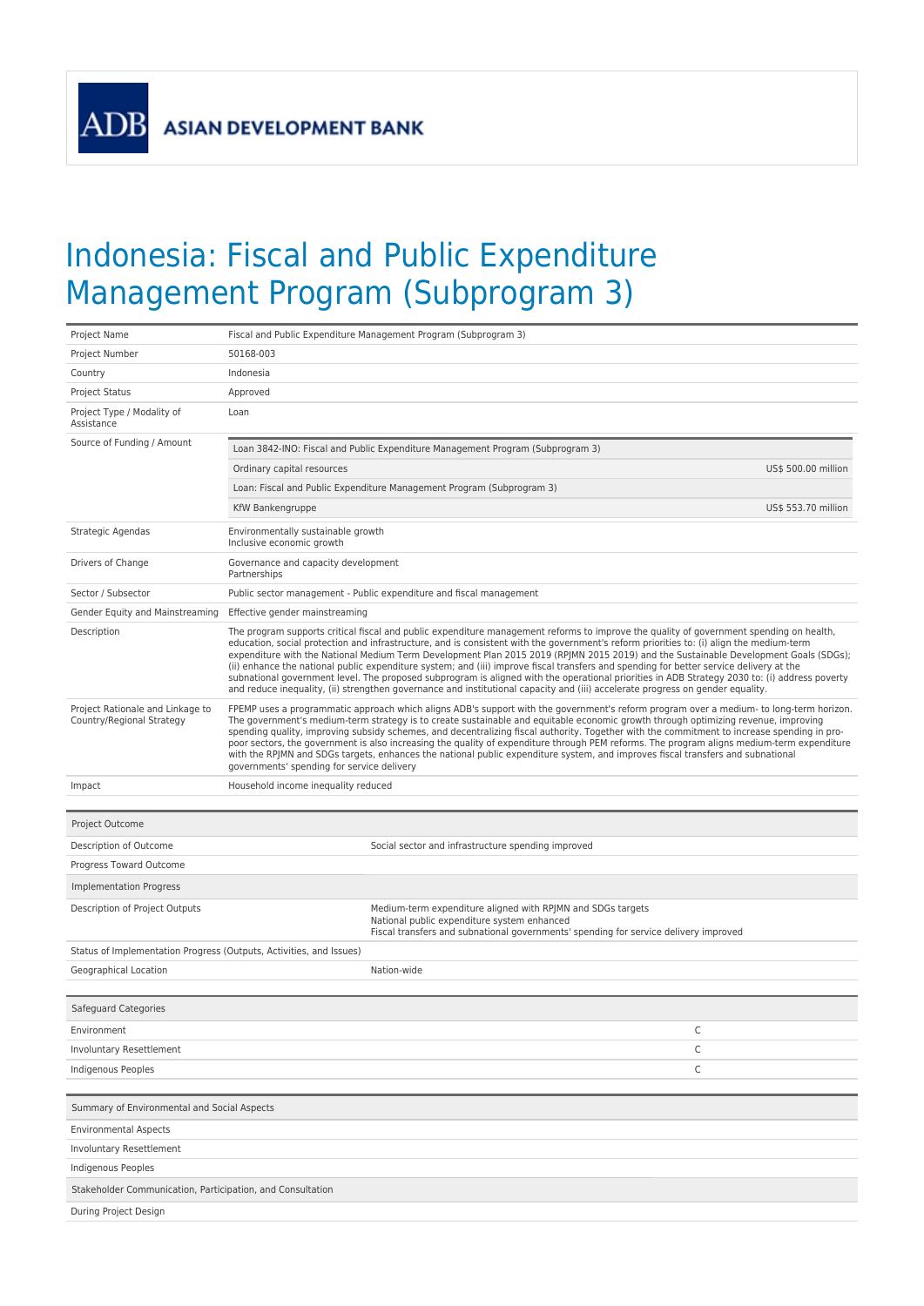ADB ASIAN DEVELOPMENT BANK

# Indonesia: Fiscal and Public Expenditure Management Program (Subprogram 3)

| | |
|---|---|
| Project Name | Fiscal and Public Expenditure Management Program (Subprogram 3) |
| Project Number | 50168-003 |
| Country | Indonesia |
| Project Status | Approved |
| Project Type / Modality of Assistance | Loan |
| Source of Funding / Amount | Loan 3842-INO: Fiscal and Public Expenditure Management Program (Subprogram 3)<br>Ordinary capital resources — US$ 500.00 million<br>Loan: Fiscal and Public Expenditure Management Program (Subprogram 3)<br>KfW Bankengruppe — US$ 553.70 million |
| Strategic Agendas | Environmentally sustainable growth<br>Inclusive economic growth |
| Drivers of Change | Governance and capacity development<br>Partnerships |
| Sector / Subsector | Public sector management - Public expenditure and fiscal management |
| Gender Equity and Mainstreaming | Effective gender mainstreaming |
| Description | The program supports critical fiscal and public expenditure management reforms to improve the quality of government spending on health, education, social protection and infrastructure, and is consistent with the government's reform priorities to: (i) align the medium-term expenditure with the National Medium Term Development Plan 2015 2019 (RPJMN 2015 2019) and the Sustainable Development Goals (SDGs); (ii) enhance the national public expenditure system; and (iii) improve fiscal transfers and spending for better service delivery at the subnational government level. The proposed subprogram is aligned with the operational priorities in ADB Strategy 2030 to: (i) address poverty and reduce inequality, (ii) strengthen governance and institutional capacity and (iii) accelerate progress on gender equality. |
| Project Rationale and Linkage to Country/Regional Strategy | FPEMP uses a programmatic approach which aligns ADB's support with the government's reform program over a medium- to long-term horizon. The government's medium-term strategy is to create sustainable and equitable economic growth through optimizing revenue, improving spending quality, improving subsidy schemes, and decentralizing fiscal authority. Together with the commitment to increase spending in pro-poor sectors, the government is also increasing the quality of expenditure through PEM reforms. The program aligns medium-term expenditure with the RPJMN and SDGs targets, enhances the national public expenditure system, and improves fiscal transfers and subnational governments' spending for service delivery |
| Impact | Household income inequality reduced |

| Project Outcome | |
|---|---|
| Description of Outcome | Social sector and infrastructure spending improved |
| Progress Toward Outcome | |
| **Implementation Progress** | |
| Description of Project Outputs | Medium-term expenditure aligned with RPJMN and SDGs targets<br>National public expenditure system enhanced<br>Fiscal transfers and subnational governments' spending for service delivery improved |
| Status of Implementation Progress (Outputs, Activities, and Issues) | |
| Geographical Location | Nation-wide |

| Safeguard Categories | |
|---|---|
| Environment | C |
| Involuntary Resettlement | C |
| Indigenous Peoples | C |

| Summary of Environmental and Social Aspects | |
|---|---|
| Environmental Aspects | |
| Involuntary Resettlement | |
| Indigenous Peoples | |
| **Stakeholder Communication, Participation, and Consultation** | |
| During Project Design | |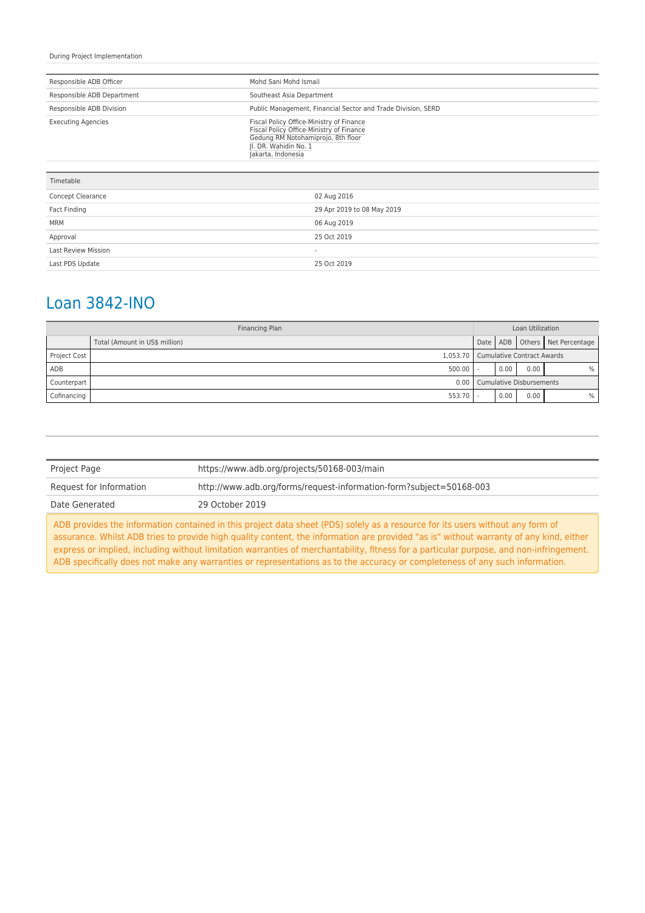During Project Implementation

| | |
|---|---|
| Responsible ADB Officer | Mohd Sani Mohd Ismail |
| Responsible ADB Department | Southeast Asia Department |
| Responsible ADB Division | Public Management, Financial Sector and Trade Division, SERD |
| Executing Agencies | Fiscal Policy Office-Ministry of Finance<br>Fiscal Policy Office-Ministry of Finance<br>Gedung RM Notohamiprojo, 8th floor<br>Jl. DR. Wahidin No. 1<br>Jakarta, Indonesia |

| Timetable | |
|---|---|
| Concept Clearance | 02 Aug 2016 |
| Fact Finding | 29 Apr 2019 to 08 May 2019 |
| MRM | 06 Aug 2019 |
| Approval | 25 Oct 2019 |
| Last Review Mission | - |
| Last PDS Update | 25 Oct 2019 |

## Loan 3842-INO

| Financing Plan | | Loan Utilization | | | |
|---|---|---|---|---|---|
| | Total (Amount in US$ million) | Date | ADB | Others | Net Percentage |
| Project Cost | 1,053.70 | Cumulative Contract Awards | | | |
| ADB | 500.00 | - | 0.00 | 0.00 | % |
| Counterpart | 0.00 | Cumulative Disbursements | | | |
| Cofinancing | 553.70 | - | 0.00 | 0.00 | % |

| | |
|---|---|
| Project Page | https://www.adb.org/projects/50168-003/main |
| Request for Information | http://www.adb.org/forms/request-information-form?subject=50168-003 |
| Date Generated | 29 October 2019 |

ADB provides the information contained in this project data sheet (PDS) solely as a resource for its users without any form of assurance. Whilst ADB tries to provide high quality content, the information are provided "as is" without warranty of any kind, either express or implied, including without limitation warranties of merchantability, fitness for a particular purpose, and non-infringement. ADB specifically does not make any warranties or representations as to the accuracy or completeness of any such information.